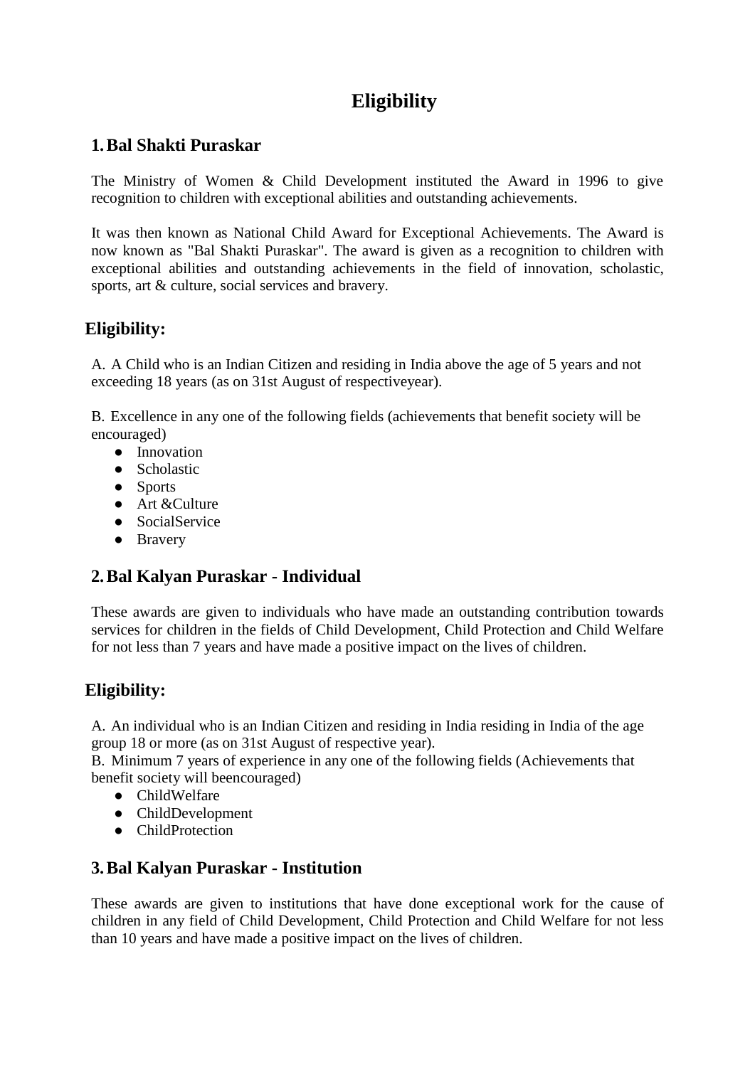# Eligibility

## 1. Bal Shakti Puraskar

The Ministry of Women & Child Development instituted the Award in 1996 to give recognition to children with exceptional abilities and outstanding achievements.

It was then known as National Child Award for Exceptional Achievements. The Award is now known as "Bal Shakti Puraskar". The award is given as a recognition to children with exceptional abilities and outstanding achievements in the field of innovation, scholastic, sports, art & culture, social services and bravery.

### Eligibility:

A. A Child who is an Indian Citizen and residing in India above the age of 5 years and not exceeding 18 years (as on 31st August of respectiveyear).

B. Excellence in any one of the following fields (achievements that benefit society will be encouraged)

- Innovation
- Scholastic
- Sports
- Art &Culture
- SocialService
- Bravery

## 2. Bal Kalyan Puraskar - Individual

These awards are given to individuals who have made an outstanding contribution towards services for children in the fields of Child Development, Child Protection and Child Welfare for not less than 7 years and have made a positive impact on the lives of children.

### Eligibility:

A. An individual who is an Indian Citizen and residing in India residing in India of the age group 18 or more (as on 31st August of respective year).

B. Minimum 7 years of experience in any one of the following fields (Achievements that benefit society will beencouraged)

- ChildWelfare
- ChildDevelopment
- ChildProtection

## 3. Bal Kalyan Puraskar - Institution

These awards are given to institutions that have done exceptional work for the cause of children in any field of Child Development, Child Protection and Child Welfare for not less than 10 years and have made a positive impact on the lives of children.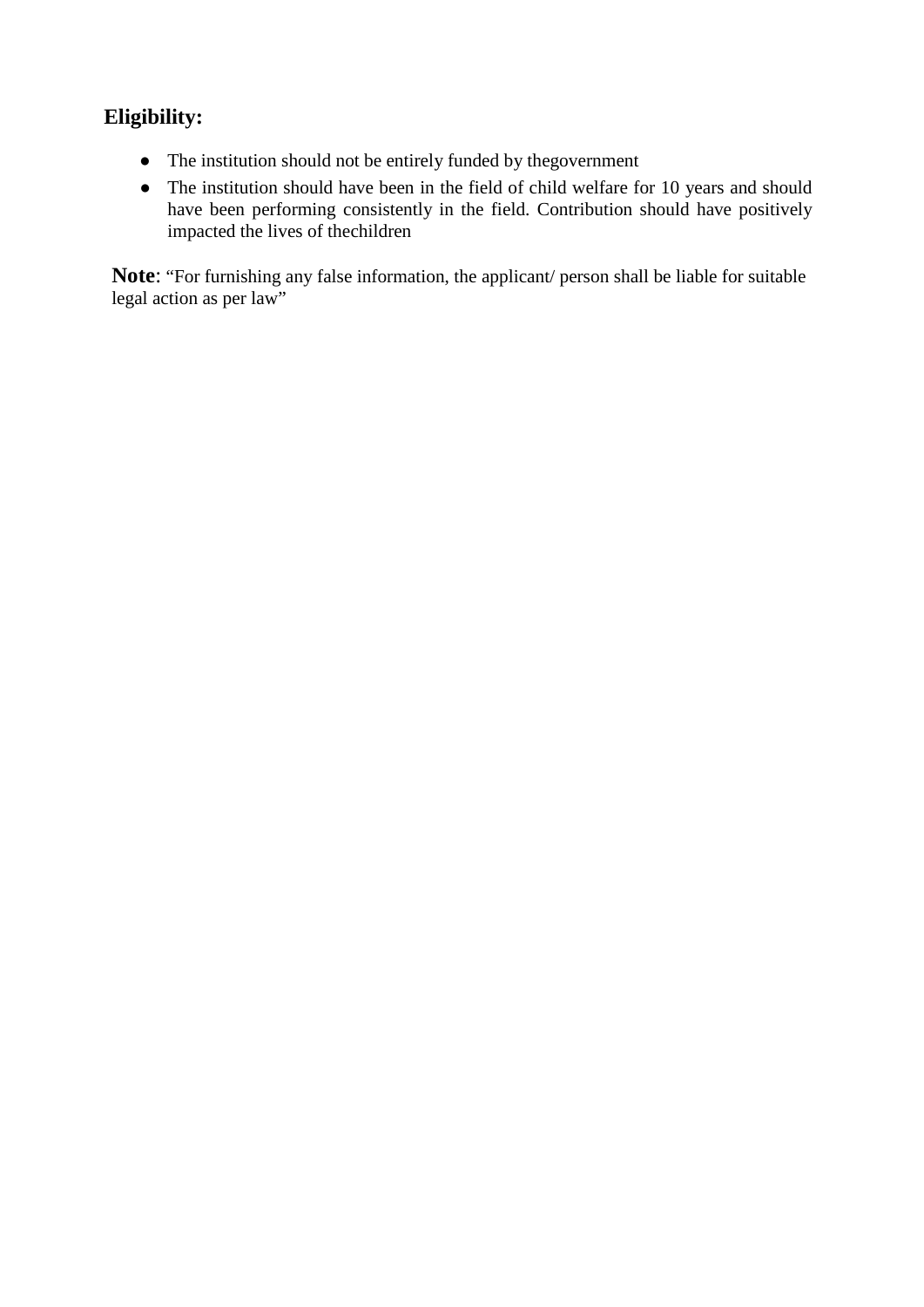## Eligibility:

- The institution should not be entirely funded by thegovernment
- The institution should have been in the field of child welfare for 10 years and should have been performing consistently in the field. Contribution should have positively impacted the lives of thechildren

**Note**: "For furnishing any false information, the applicant/ person shall be liable for suitable legal action as per law"